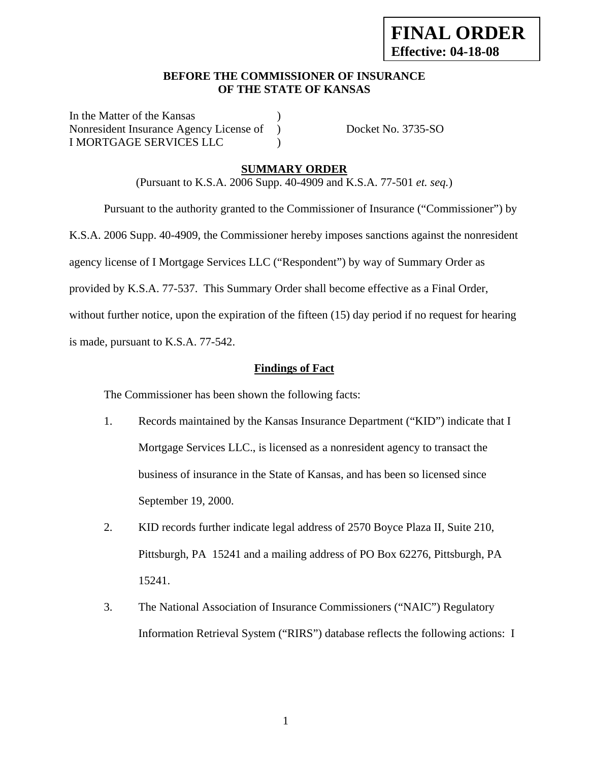**FINAL ORDER**
**Effective: 04-18-08**

**BEFORE THE COMMISSIONER OF INSURANCE**
**OF THE STATE OF KANSAS**

| | | |
|---|---|---|
| In the Matter of the Kansas | ) | |
| Nonresident Insurance Agency License of | ) | Docket No. 3735-SO |
| I MORTGAGE SERVICES LLC | ) | |

**SUMMARY ORDER**

(Pursuant to K.S.A. 2006 Supp. 40-4909 and K.S.A. 77-501 *et. seq.*)

Pursuant to the authority granted to the Commissioner of Insurance ("Commissioner") by K.S.A. 2006 Supp. 40-4909, the Commissioner hereby imposes sanctions against the nonresident agency license of I Mortgage Services LLC ("Respondent") by way of Summary Order as provided by K.S.A. 77-537. This Summary Order shall become effective as a Final Order, without further notice, upon the expiration of the fifteen (15) day period if no request for hearing is made, pursuant to K.S.A. 77-542.

**Findings of Fact**

The Commissioner has been shown the following facts:

1. Records maintained by the Kansas Insurance Department ("KID") indicate that I Mortgage Services LLC., is licensed as a nonresident agency to transact the business of insurance in the State of Kansas, and has been so licensed since September 19, 2000.

2. KID records further indicate legal address of 2570 Boyce Plaza II, Suite 210, Pittsburgh, PA 15241 and a mailing address of PO Box 62276, Pittsburgh, PA 15241.

3. The National Association of Insurance Commissioners ("NAIC") Regulatory Information Retrieval System ("RIRS") database reflects the following actions: I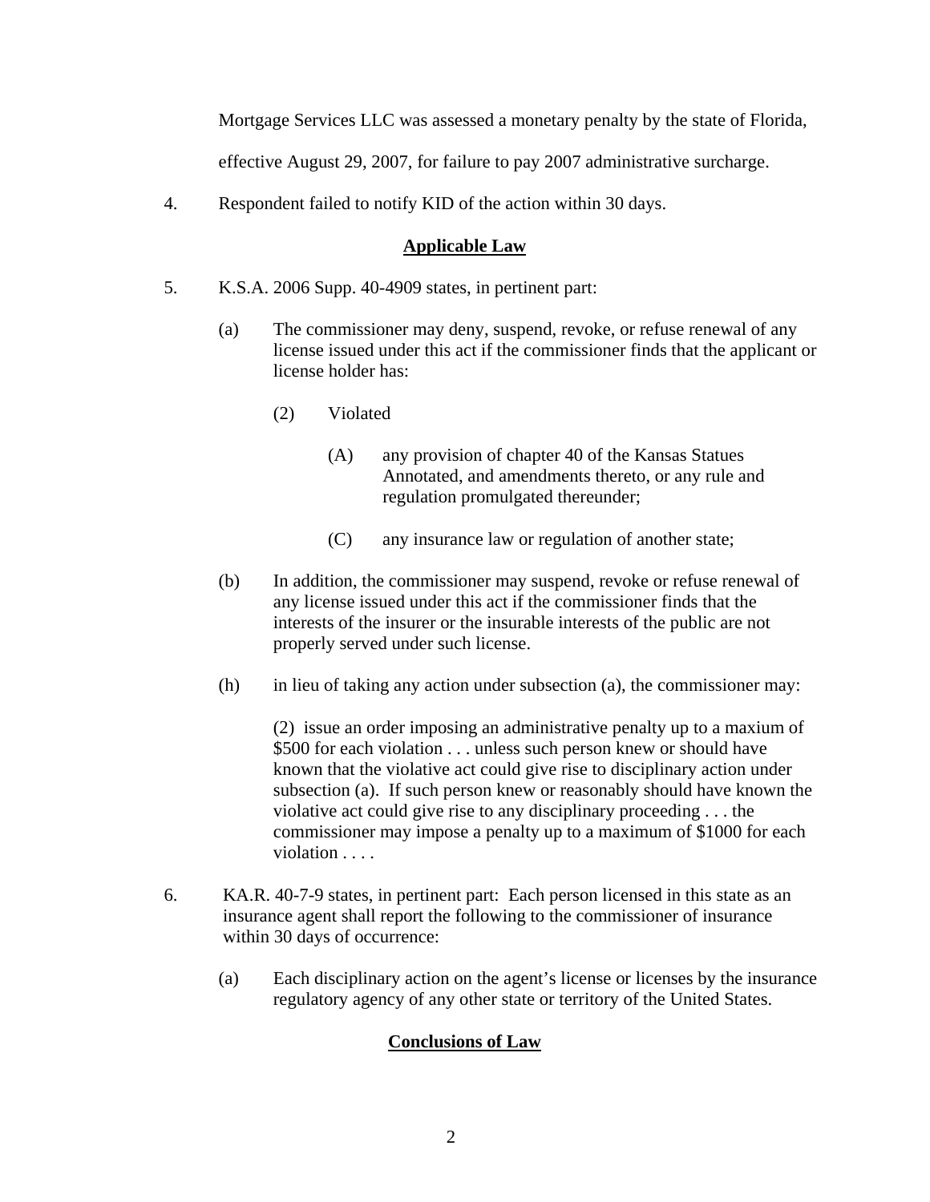Mortgage Services LLC was assessed a monetary penalty by the state of Florida, effective August 29, 2007, for failure to pay 2007 administrative surcharge.

4. Respondent failed to notify KID of the action within 30 days.

## Applicable Law

5. K.S.A. 2006 Supp. 40-4909 states, in pertinent part:

   (a) The commissioner may deny, suspend, revoke, or refuse renewal of any license issued under this act if the commissioner finds that the applicant or license holder has:

      (2) Violated

         (A) any provision of chapter 40 of the Kansas Statues Annotated, and amendments thereto, or any rule and regulation promulgated thereunder;

         (C) any insurance law or regulation of another state;

   (b) In addition, the commissioner may suspend, revoke or refuse renewal of any license issued under this act if the commissioner finds that the interests of the insurer or the insurable interests of the public are not properly served under such license.

   (h) in lieu of taking any action under subsection (a), the commissioner may:

      (2) issue an order imposing an administrative penalty up to a maxium of $500 for each violation . . . unless such person knew or should have known that the violative act could give rise to disciplinary action under subsection (a). If such person knew or reasonably should have known the violative act could give rise to any disciplinary proceeding . . . the commissioner may impose a penalty up to a maximum of $1000 for each violation . . . .

6. KA.R. 40-7-9 states, in pertinent part: Each person licensed in this state as an insurance agent shall report the following to the commissioner of insurance within 30 days of occurrence:

   (a) Each disciplinary action on the agent's license or licenses by the insurance regulatory agency of any other state or territory of the United States.

## Conclusions of Law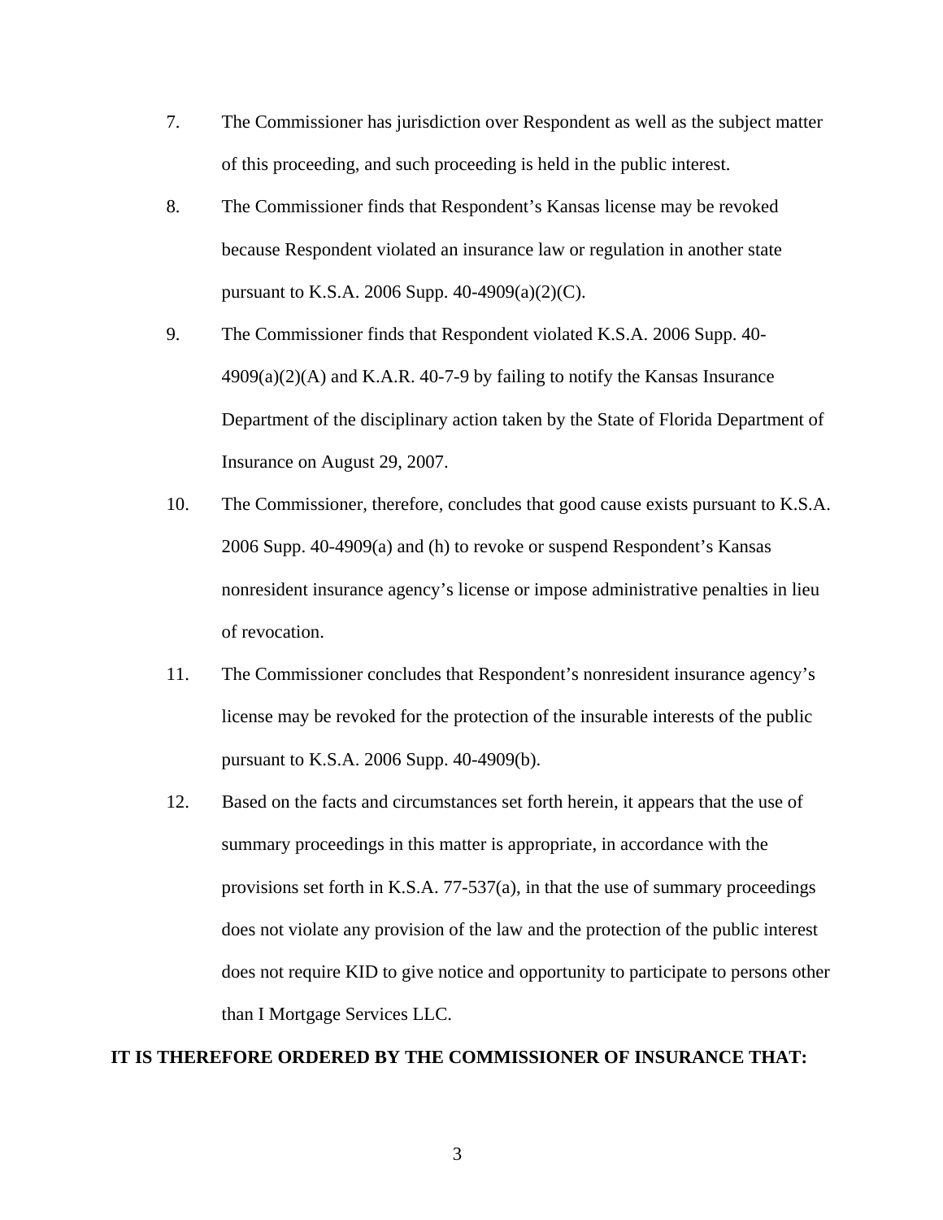7. The Commissioner has jurisdiction over Respondent as well as the subject matter of this proceeding, and such proceeding is held in the public interest.

8. The Commissioner finds that Respondent's Kansas license may be revoked because Respondent violated an insurance law or regulation in another state pursuant to K.S.A. 2006 Supp. 40-4909(a)(2)(C).

9. The Commissioner finds that Respondent violated K.S.A. 2006 Supp. 40-4909(a)(2)(A) and K.A.R. 40-7-9 by failing to notify the Kansas Insurance Department of the disciplinary action taken by the State of Florida Department of Insurance on August 29, 2007.

10. The Commissioner, therefore, concludes that good cause exists pursuant to K.S.A. 2006 Supp. 40-4909(a) and (h) to revoke or suspend Respondent's Kansas nonresident insurance agency's license or impose administrative penalties in lieu of revocation.

11. The Commissioner concludes that Respondent's nonresident insurance agency's license may be revoked for the protection of the insurable interests of the public pursuant to K.S.A. 2006 Supp. 40-4909(b).

12. Based on the facts and circumstances set forth herein, it appears that the use of summary proceedings in this matter is appropriate, in accordance with the provisions set forth in K.S.A. 77-537(a), in that the use of summary proceedings does not violate any provision of the law and the protection of the public interest does not require KID to give notice and opportunity to participate to persons other than I Mortgage Services LLC.

**IT IS THEREFORE ORDERED BY THE COMMISSIONER OF INSURANCE THAT:**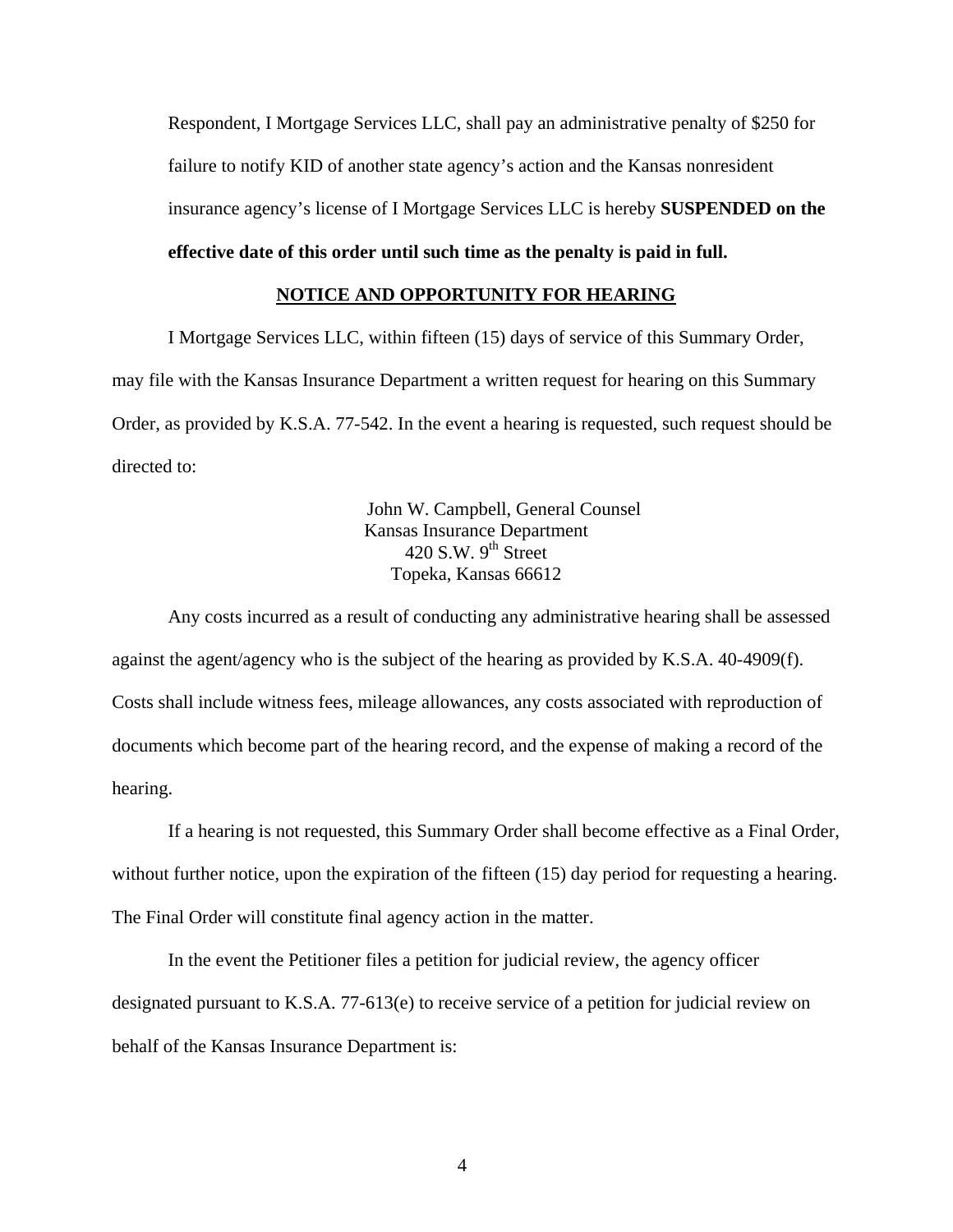Respondent, I Mortgage Services LLC, shall pay an administrative penalty of $250 for failure to notify KID of another state agency's action and the Kansas nonresident insurance agency's license of I Mortgage Services LLC is hereby **SUSPENDED on the effective date of this order until such time as the penalty is paid in full.**

**NOTICE AND OPPORTUNITY FOR HEARING**

I Mortgage Services LLC, within fifteen (15) days of service of this Summary Order, may file with the Kansas Insurance Department a written request for hearing on this Summary Order, as provided by K.S.A. 77-542. In the event a hearing is requested, such request should be directed to:

John W. Campbell, General Counsel
Kansas Insurance Department
420 S.W. 9th Street
Topeka, Kansas 66612

Any costs incurred as a result of conducting any administrative hearing shall be assessed against the agent/agency who is the subject of the hearing as provided by K.S.A. 40-4909(f). Costs shall include witness fees, mileage allowances, any costs associated with reproduction of documents which become part of the hearing record, and the expense of making a record of the hearing.

If a hearing is not requested, this Summary Order shall become effective as a Final Order, without further notice, upon the expiration of the fifteen (15) day period for requesting a hearing. The Final Order will constitute final agency action in the matter.

In the event the Petitioner files a petition for judicial review, the agency officer designated pursuant to K.S.A. 77-613(e) to receive service of a petition for judicial review on behalf of the Kansas Insurance Department is: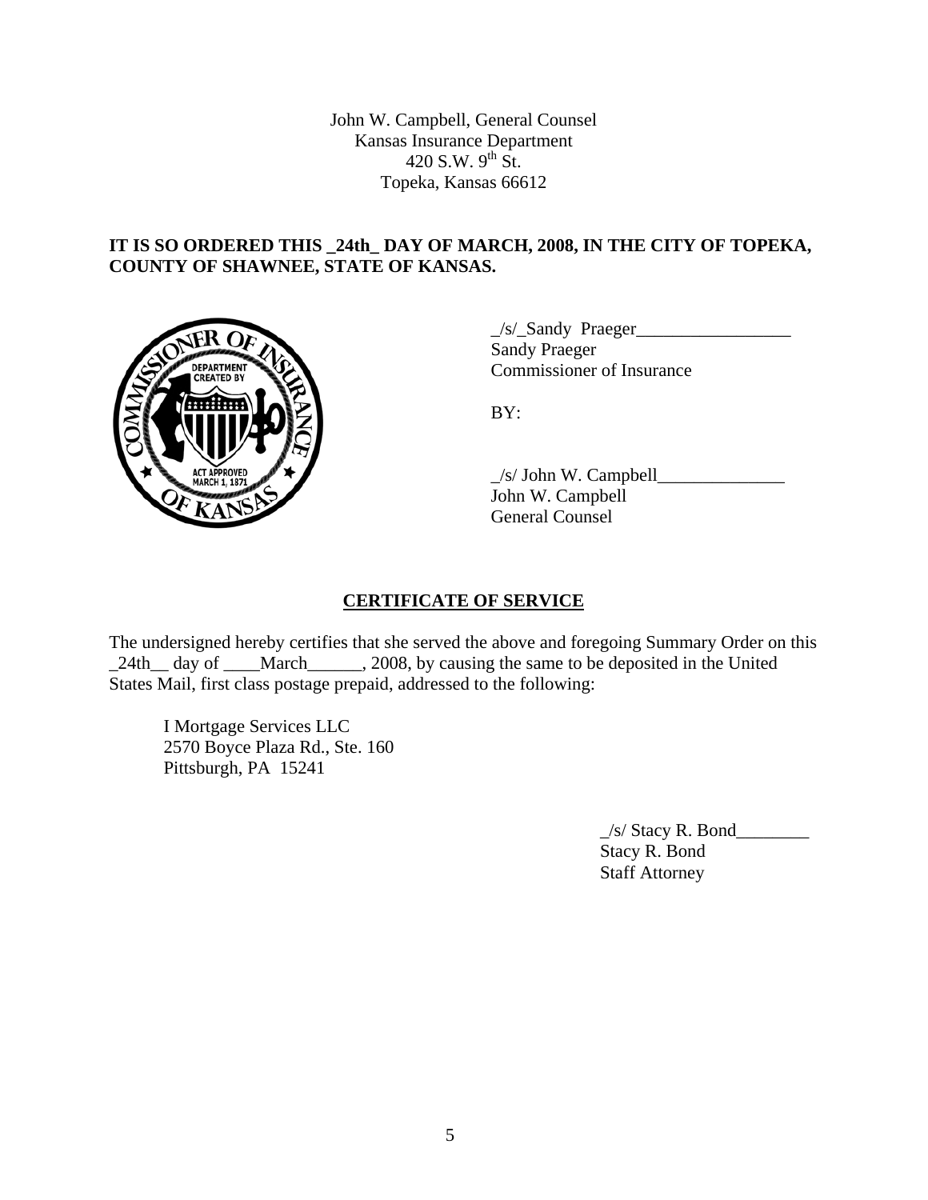John W. Campbell, General Counsel
Kansas Insurance Department
420 S.W. 9th St.
Topeka, Kansas 66612

**IT IS SO ORDERED THIS _24th_ DAY OF MARCH, 2008, IN THE CITY OF TOPEKA, COUNTY OF SHAWNEE, STATE OF KANSAS.**

_/s/_Sandy Praeger_________________
Sandy Praeger
Commissioner of Insurance

BY:

_/s/ John W. Campbell______________
John W. Campbell
General Counsel

## CERTIFICATE OF SERVICE

The undersigned hereby certifies that she served the above and foregoing Summary Order on this _24th__ day of ____March______, 2008, by causing the same to be deposited in the United States Mail, first class postage prepaid, addressed to the following:

I Mortgage Services LLC
2570 Boyce Plaza Rd., Ste. 160
Pittsburgh, PA 15241

_/s/ Stacy R. Bond________
Stacy R. Bond
Staff Attorney